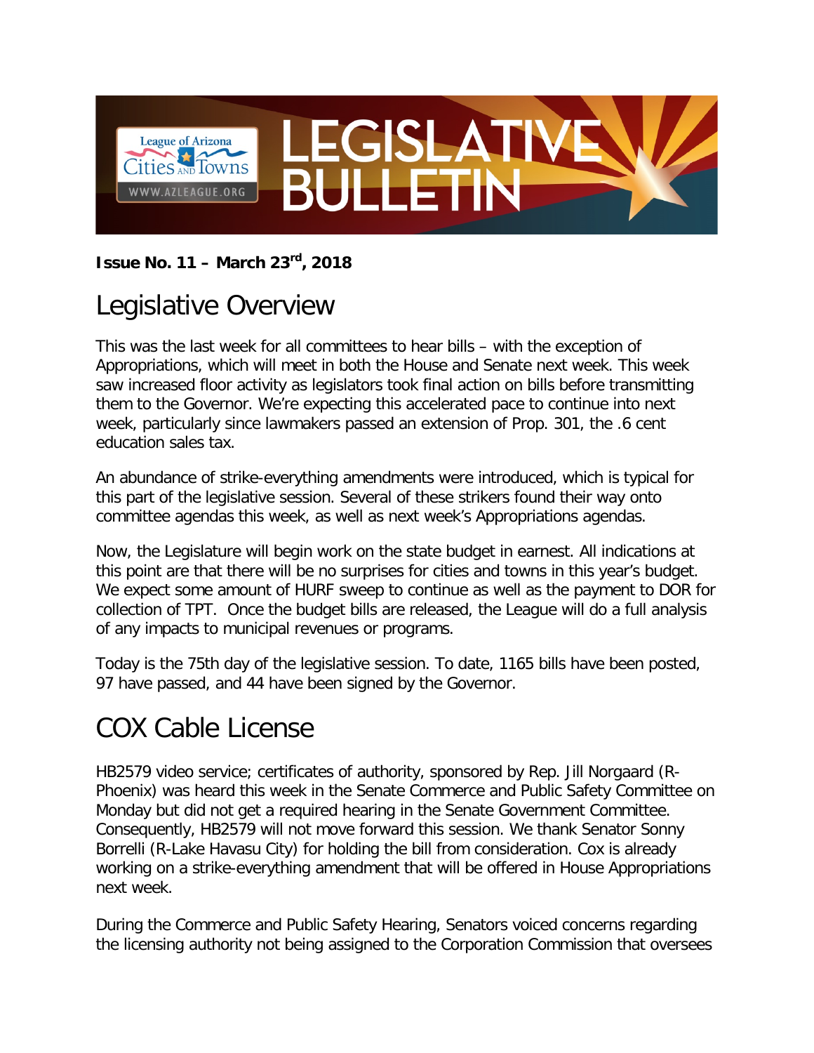League of Arizona Cities and Towns
WWW.AZLEAGUE.ORG

# LEGISLATIVE BULLETIN

**Issue No. 11 – March 23rd, 2018**

## Legislative Overview

This was the last week for all committees to hear bills – with the exception of Appropriations, which will meet in both the House and Senate next week. This week saw increased floor activity as legislators took final action on bills before transmitting them to the Governor. We're expecting this accelerated pace to continue into next week, particularly since lawmakers passed an extension of Prop. 301, the .6 cent education sales tax.

An abundance of strike-everything amendments were introduced, which is typical for this part of the legislative session. Several of these strikers found their way onto committee agendas this week, as well as next week's Appropriations agendas.

Now, the Legislature will begin work on the state budget in earnest. All indications at this point are that there will be no surprises for cities and towns in this year's budget. We expect some amount of HURF sweep to continue as well as the payment to DOR for collection of TPT. Once the budget bills are released, the League will do a full analysis of any impacts to municipal revenues or programs.

Today is the 75th day of the legislative session. To date, 1165 bills have been posted, 97 have passed, and 44 have been signed by the Governor.

## COX Cable License

HB2579 video service; certificates of authority, sponsored by Rep. Jill Norgaard (R-Phoenix) was heard this week in the Senate Commerce and Public Safety Committee on Monday but did not get a required hearing in the Senate Government Committee. Consequently, HB2579 will not move forward this session. We thank Senator Sonny Borrelli (R-Lake Havasu City) for holding the bill from consideration. Cox is already working on a strike-everything amendment that will be offered in House Appropriations next week.

During the Commerce and Public Safety Hearing, Senators voiced concerns regarding the licensing authority not being assigned to the Corporation Commission that oversees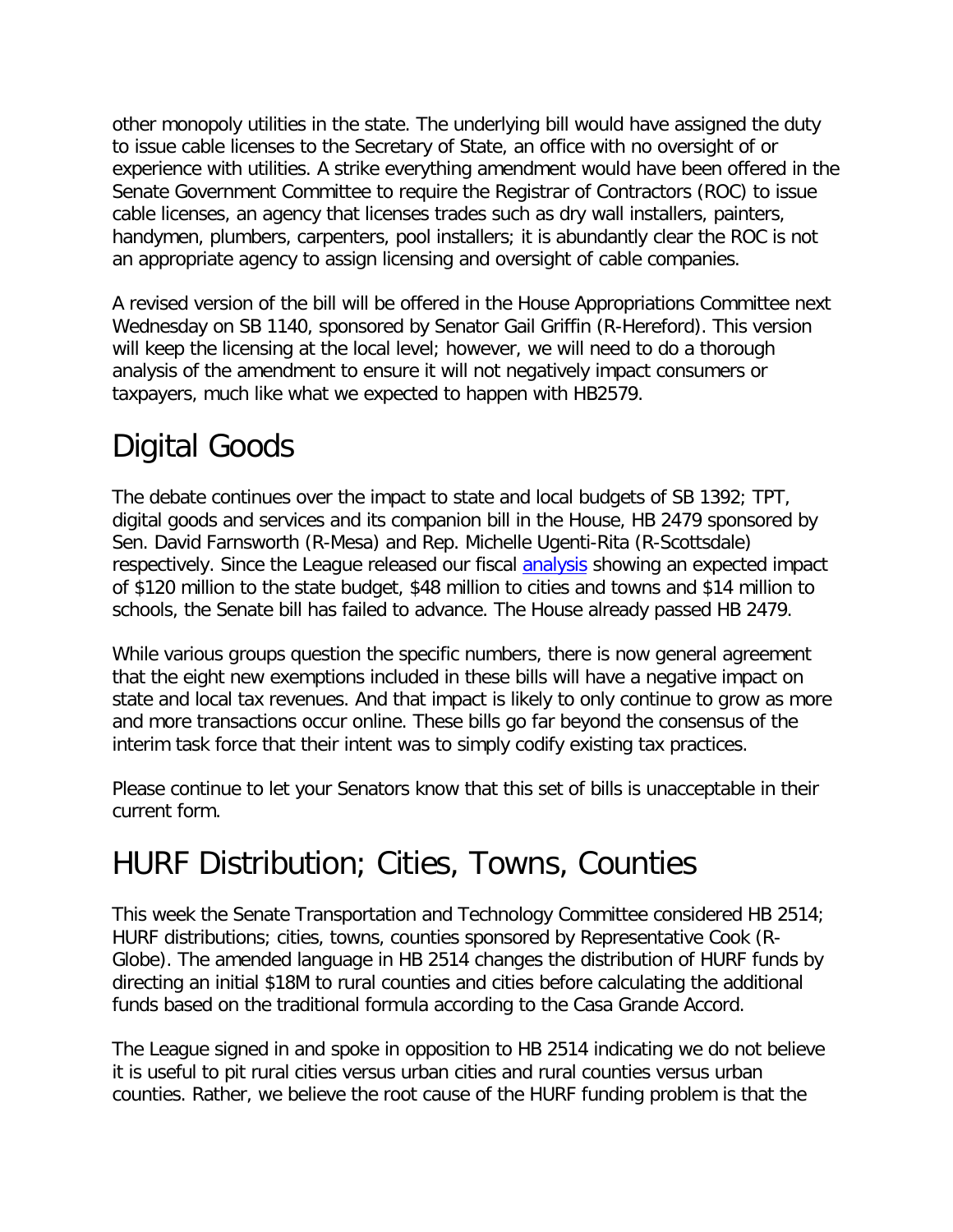other monopoly utilities in the state. The underlying bill would have assigned the duty to issue cable licenses to the Secretary of State, an office with no oversight of or experience with utilities. A strike everything amendment would have been offered in the Senate Government Committee to require the Registrar of Contractors (ROC) to issue cable licenses, an agency that licenses trades such as dry wall installers, painters, handymen, plumbers, carpenters, pool installers; it is abundantly clear the ROC is not an appropriate agency to assign licensing and oversight of cable companies.

A revised version of the bill will be offered in the House Appropriations Committee next Wednesday on SB 1140, sponsored by Senator Gail Griffin (R-Hereford). This version will keep the licensing at the local level; however, we will need to do a thorough analysis of the amendment to ensure it will not negatively impact consumers or taxpayers, much like what we expected to happen with HB2579.

# Digital Goods

The debate continues over the impact to state and local budgets of SB 1392; TPT, digital goods and services and its companion bill in the House, HB 2479 sponsored by Sen. David Farnsworth (R-Mesa) and Rep. Michelle Ugenti-Rita (R-Scottsdale) respectively. Since the League released our fiscal analysis showing an expected impact of $120 million to the state budget, $48 million to cities and towns and $14 million to schools, the Senate bill has failed to advance. The House already passed HB 2479.

While various groups question the specific numbers, there is now general agreement that the eight new exemptions included in these bills will have a negative impact on state and local tax revenues. And that impact is likely to only continue to grow as more and more transactions occur online. These bills go far beyond the consensus of the interim task force that their intent was to simply codify existing tax practices.

Please continue to let your Senators know that this set of bills is unacceptable in their current form.

# HURF Distribution; Cities, Towns, Counties

This week the Senate Transportation and Technology Committee considered HB 2514; HURF distributions; cities, towns, counties sponsored by Representative Cook (R-Globe). The amended language in HB 2514 changes the distribution of HURF funds by directing an initial $18M to rural counties and cities before calculating the additional funds based on the traditional formula according to the Casa Grande Accord.

The League signed in and spoke in opposition to HB 2514 indicating we do not believe it is useful to pit rural cities versus urban cities and rural counties versus urban counties. Rather, we believe the root cause of the HURF funding problem is that the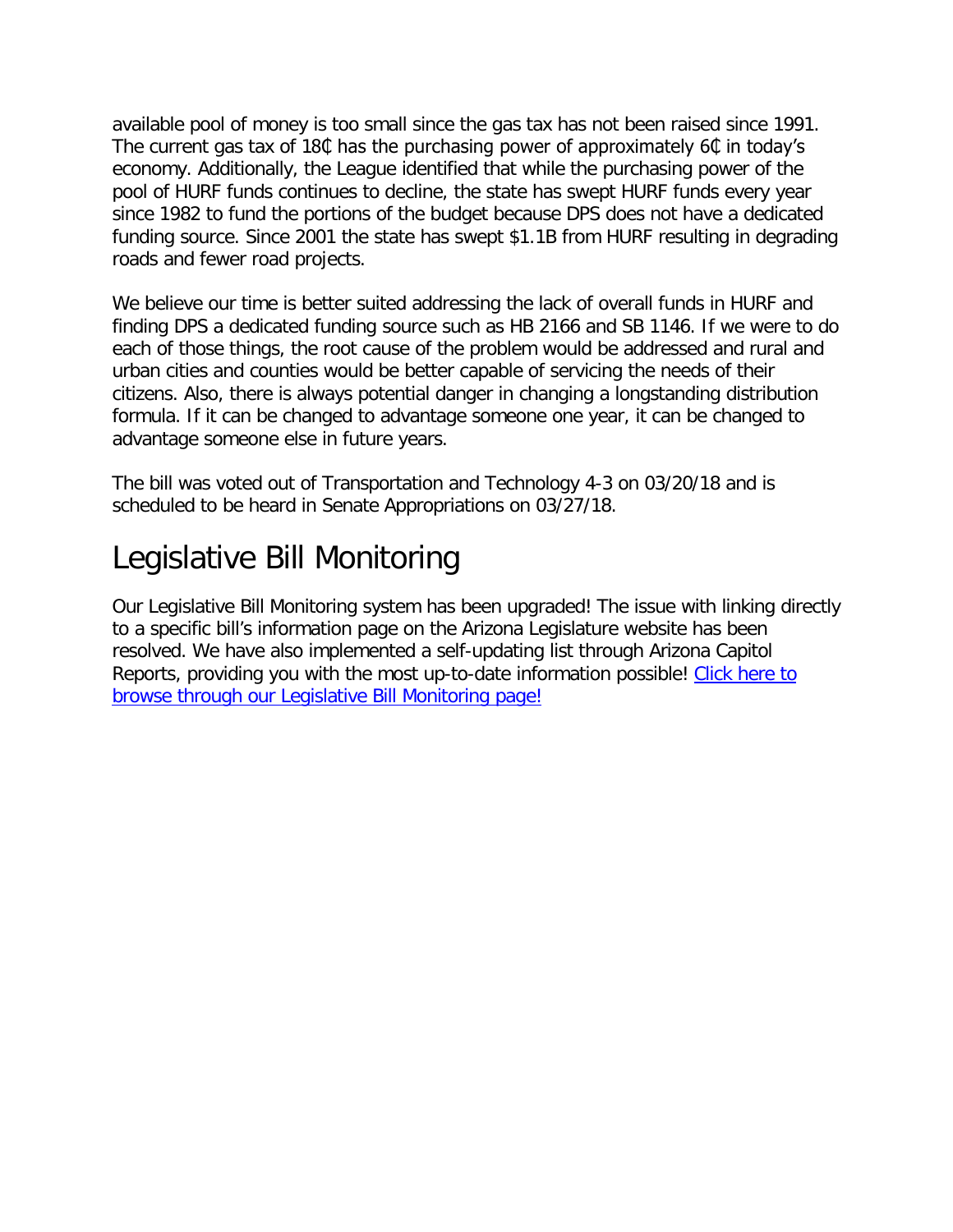available pool of money is too small since the gas tax has not been raised since 1991. The current gas tax of 18₵ has the purchasing power of approximately 6₵ in today's economy. Additionally, the League identified that while the purchasing power of the pool of HURF funds continues to decline, the state has swept HURF funds every year since 1982 to fund the portions of the budget because DPS does not have a dedicated funding source. Since 2001 the state has swept $1.1B from HURF resulting in degrading roads and fewer road projects.

We believe our time is better suited addressing the lack of overall funds in HURF and finding DPS a dedicated funding source such as HB 2166 and SB 1146. If we were to do each of those things, the root cause of the problem would be addressed and rural and urban cities and counties would be better capable of servicing the needs of their citizens. Also, there is always potential danger in changing a longstanding distribution formula. If it can be changed to advantage someone one year, it can be changed to advantage someone else in future years.

The bill was voted out of Transportation and Technology 4-3 on 03/20/18 and is scheduled to be heard in Senate Appropriations on 03/27/18.

# Legislative Bill Monitoring

Our Legislative Bill Monitoring system has been upgraded! The issue with linking directly to a specific bill's information page on the Arizona Legislature website has been resolved. We have also implemented a self-updating list through Arizona Capitol Reports, providing you with the most up-to-date information possible! Click here to browse through our Legislative Bill Monitoring page!